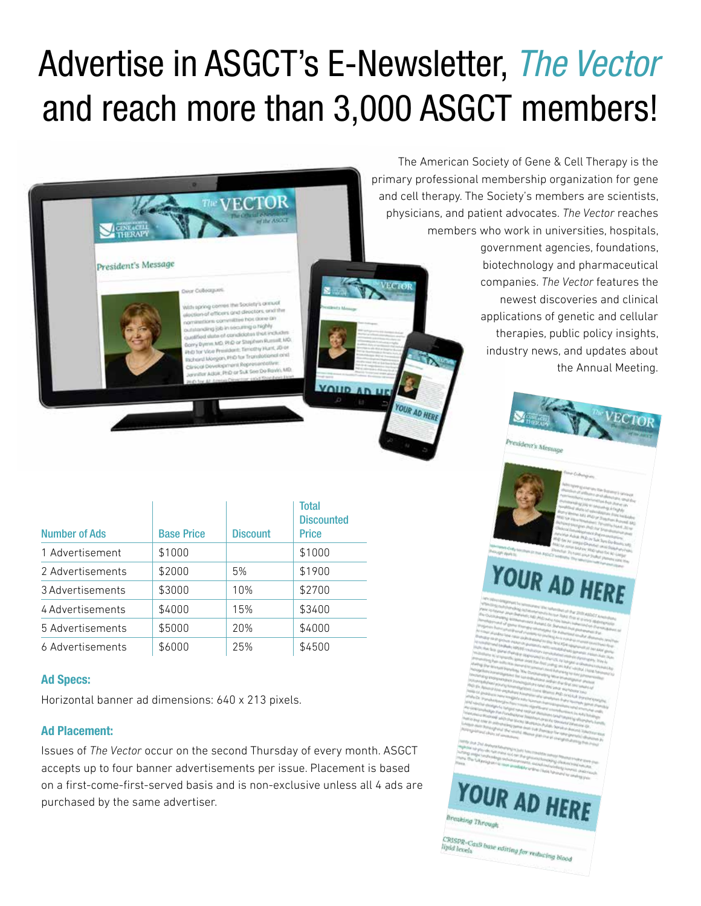# Advertise in ASGCT's E-Newsletter, *The Vector* and reach more than 3,000 ASGCT members!

The American Society of Gene & Cell Therapy is the primary professional membership organization for gene and cell therapy. The Society's members are scientists, physicians, and patient advocates. *The Vector* reaches members who work in universities, hospitals, government agencies, foundations, biotechnology and pharmaceutical companies. *The Vector* features the newest discoveries and clinical applications of genetic and cellular therapies, public policy insights, industry news, and updates about the Annual Meeting.

| Number of Ads | Base Price | Discount | Total Discounted Price |
|---|---|---|---|
| 1 Advertisement | $1000 | | $1000 |
| 2 Advertisements | $2000 | 5% | $1900 |
| 3 Advertisements | $3000 | 10% | $2700 |
| 4 Advertisements | $4000 | 15% | $3400 |
| 5 Advertisements | $5000 | 20% | $4000 |
| 6 Advertisements | $6000 | 25% | $4500 |

**Ad Specs:**

Horizontal banner ad dimensions: 640 x 213 pixels.

**Ad Placement:**

Issues of *The Vector* occur on the second Thursday of every month. ASGCT accepts up to four banner advertisements per issue. Placement is based on a first-come-first-served basis and is non-exclusive unless all 4 ads are purchased by the same advertiser.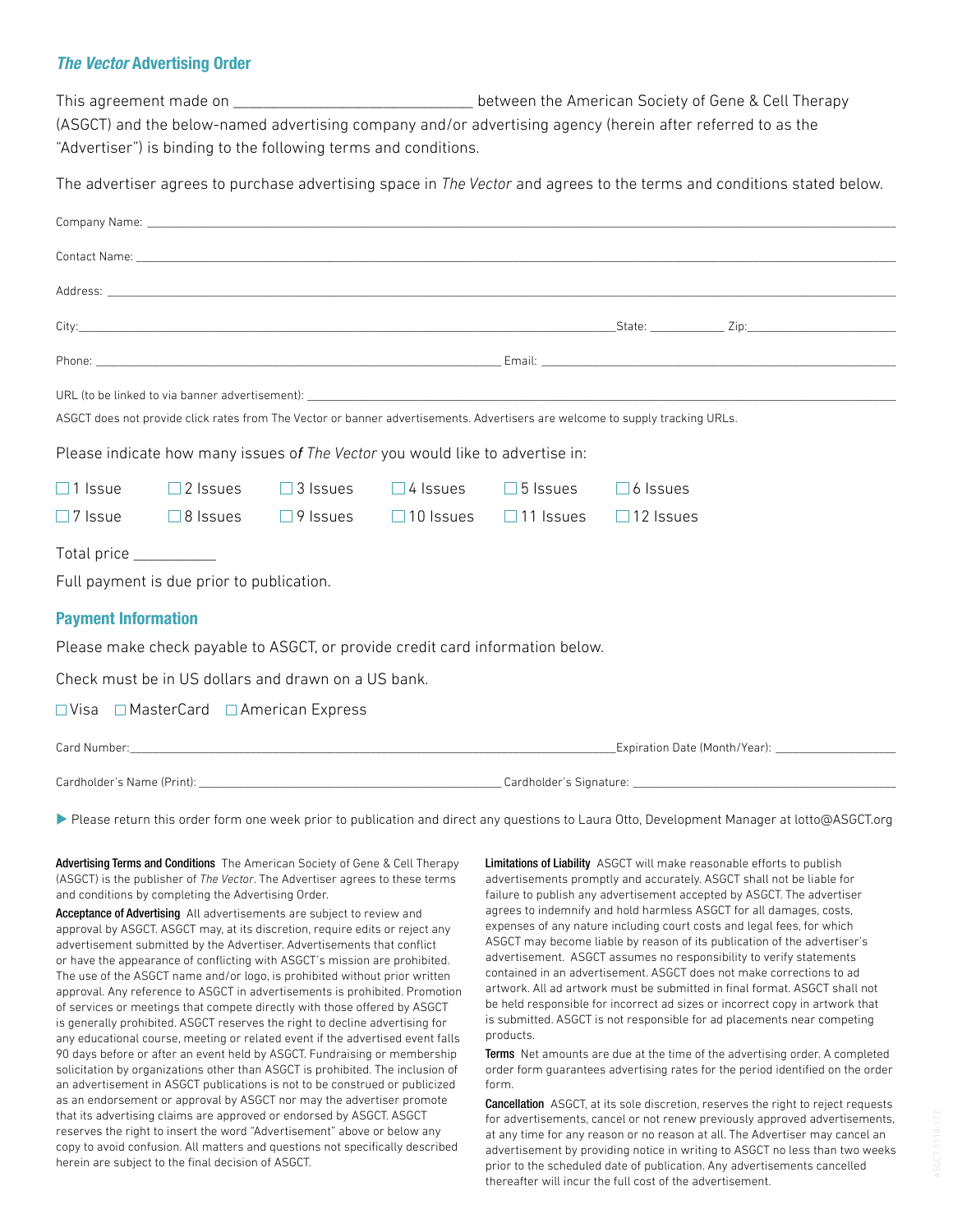## *The Vector* Advertising Order

This agreement made on ______________________________ between the American Society of Gene & Cell Therapy (ASGCT) and the below-named advertising company and/or advertising agency (herein after referred to as the "Advertiser") is binding to the following terms and conditions.

The advertiser agrees to purchase advertising space in *The Vector* and agrees to the terms and conditions stated below.

Company Name: ______________________________

Contact Name: ______________________________

Address: ______________________________

City: ______________________________ State: ____________ Zip: ____________

Phone: ______________________________ Email: ______________________________

URL (to be linked to via banner advertisement): ______________________________

ASGCT does not provide click rates from The Vector or banner advertisements. Advertisers are welcome to supply tracking URLs.

Please indicate how many issues of *The Vector* you would like to advertise in:

| | | | | | |
|---|---|---|---|---|---|
| ☐ 1 Issue | ☐ 2 Issues | ☐ 3 Issues | ☐ 4 Issues | ☐ 5 Issues | ☐ 6 Issues |
| ☐ 7 Issue | ☐ 8 Issues | ☐ 9 Issues | ☐ 10 Issues | ☐ 11 Issues | ☐ 12 Issues |

Total price __________

Full payment is due prior to publication.

### Payment Information

Please make check payable to ASGCT, or provide credit card information below.

Check must be in US dollars and drawn on a US bank.

☐ Visa ☐ MasterCard ☐ American Express

Card Number: ______________________________ Expiration Date (Month/Year): ____________

Cardholder's Name (Print): ______________________________ Cardholder's Signature: ______________________________

▶ Please return this order form one week prior to publication and direct any questions to Laura Otto, Development Manager at lotto@ASGCT.org

**Advertising Terms and Conditions** The American Society of Gene & Cell Therapy (ASGCT) is the publisher of *The Vector*. The Advertiser agrees to these terms and conditions by completing the Advertising Order.

**Acceptance of Advertising** All advertisements are subject to review and approval by ASGCT. ASGCT may, at its discretion, require edits or reject any advertisement submitted by the Advertiser. Advertisements that conflict or have the appearance of conflicting with ASGCT's mission are prohibited. The use of the ASGCT name and/or logo, is prohibited without prior written approval. Any reference to ASGCT in advertisements is prohibited. Promotion of services or meetings that compete directly with those offered by ASGCT is generally prohibited. ASGCT reserves the right to decline advertising for any educational course, meeting or related event if the advertised event falls 90 days before or after an event held by ASGCT. Fundraising or membership solicitation by organizations other than ASGCT is prohibited. The inclusion of an advertisement in ASGCT publications is not to be construed or publicized as an endorsement or approval by ASGCT nor may the advertiser promote that its advertising claims are approved or endorsed by ASGCT. ASGCT reserves the right to insert the word "Advertisement" above or below any copy to avoid confusion. All matters and questions not specifically described herein are subject to the final decision of ASGCT.

**Limitations of Liability** ASGCT will make reasonable efforts to publish advertisements promptly and accurately. ASGCT shall not be liable for failure to publish any advertisement accepted by ASGCT. The advertiser agrees to indemnify and hold harmless ASGCT for all damages, costs, expenses of any nature including court costs and legal fees, for which ASGCT may become liable by reason of its publication of the advertiser's advertisement. ASGCT assumes no responsibility to verify statements contained in an advertisement. ASGCT does not make corrections to ad artwork. All ad artwork must be submitted in final format. ASGCT shall not be held responsible for incorrect ad sizes or incorrect copy in artwork that is submitted. ASGCT is not responsible for ad placements near competing products.

**Terms** Net amounts are due at the time of the advertising order. A completed order form guarantees advertising rates for the period identified on the order form.

**Cancellation** ASGCT, at its sole discretion, reserves the right to reject requests for advertisements, cancel or not renew previously approved advertisements, at any time for any reason or no reason at all. The Advertiser may cancel an advertisement by providing notice in writing to ASGCT no less than two weeks prior to the scheduled date of publication. Any advertisements cancelled thereafter will incur the full cost of the advertisement.